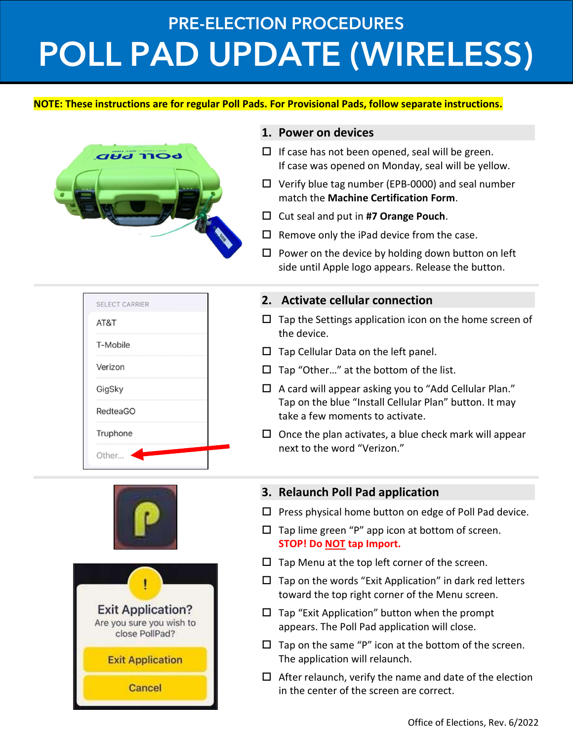# PRE-ELECTION PROCEDURES

# POLL PAD UPDATE (WIRELESS)

**NOTE: These instructions are for regular Poll Pads. For Provisional Pads, follow separate instructions.**

## 1. Power on devices

- ☐ If case has not been opened, seal will be green.
  If case was opened on Monday, seal will be yellow.
- ☐ Verify blue tag number (EPB-0000) and seal number match the **Machine Certification Form**.
- ☐ Cut seal and put in **#7 Orange Pouch**.
- ☐ Remove only the iPad device from the case.
- ☐ Power on the device by holding down button on left side until Apple logo appears. Release the button.

## 2. Activate cellular connection

- ☐ Tap the Settings application icon on the home screen of the device.
- ☐ Tap Cellular Data on the left panel.
- ☐ Tap "Other…" at the bottom of the list.
- ☐ A card will appear asking you to "Add Cellular Plan." Tap on the blue "Install Cellular Plan" button. It may take a few moments to activate.
- ☐ Once the plan activates, a blue check mark will appear next to the word "Verizon."

## 3. Relaunch Poll Pad application

- ☐ Press physical home button on edge of Poll Pad device.
- ☐ Tap lime green "P" app icon at bottom of screen.
  **STOP! Do NOT tap Import.**
- ☐ Tap Menu at the top left corner of the screen.
- ☐ Tap on the words "Exit Application" in dark red letters toward the top right corner of the Menu screen.
- ☐ Tap "Exit Application" button when the prompt appears. The Poll Pad application will close.
- ☐ Tap on the same "P" icon at the bottom of the screen. The application will relaunch.
- ☐ After relaunch, verify the name and date of the election in the center of the screen are correct.

Office of Elections, Rev. 6/2022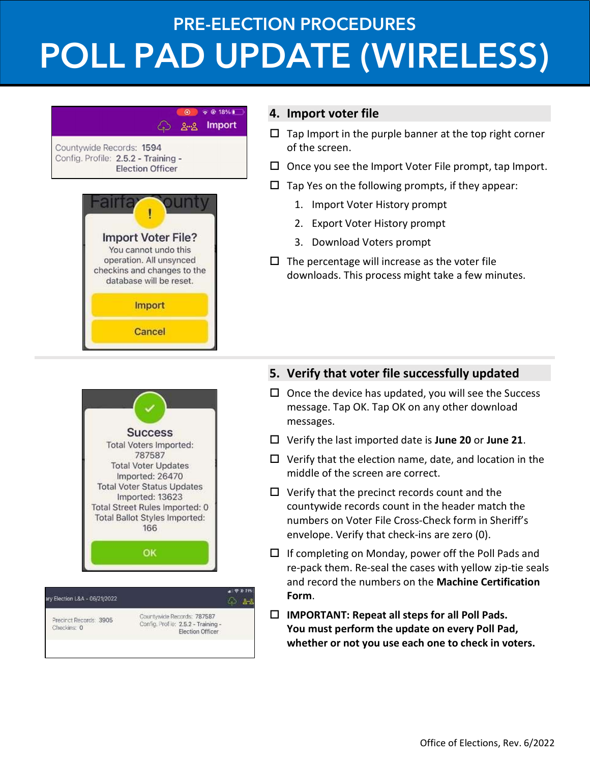PRE-ELECTION PROCEDURES

# POLL PAD UPDATE (WIRELESS)

## 4. Import voter file

- ☐ Tap Import in the purple banner at the top right corner of the screen.
- ☐ Once you see the Import Voter File prompt, tap Import.
- ☐ Tap Yes on the following prompts, if they appear:
  1. Import Voter History prompt
  2. Export Voter History prompt
  3. Download Voters prompt
- ☐ The percentage will increase as the voter file downloads. This process might take a few minutes.

## 5. Verify that voter file successfully updated

- ☐ Once the device has updated, you will see the Success message. Tap OK. Tap OK on any other download messages.
- ☐ Verify the last imported date is **June 20** or **June 21**.
- ☐ Verify that the election name, date, and location in the middle of the screen are correct.
- ☐ Verify that the precinct records count and the countywide records count in the header match the numbers on Voter File Cross-Check form in Sheriff's envelope. Verify that check-ins are zero (0).
- ☐ If completing on Monday, power off the Poll Pads and re-pack them. Re-seal the cases with yellow zip-tie seals and record the numbers on the **Machine Certification Form**.
- ☐ **IMPORTANT: Repeat all steps for all Poll Pads. You must perform the update on every Poll Pad, whether or not you use each one to check in voters.**

Office of Elections, Rev. 6/2022